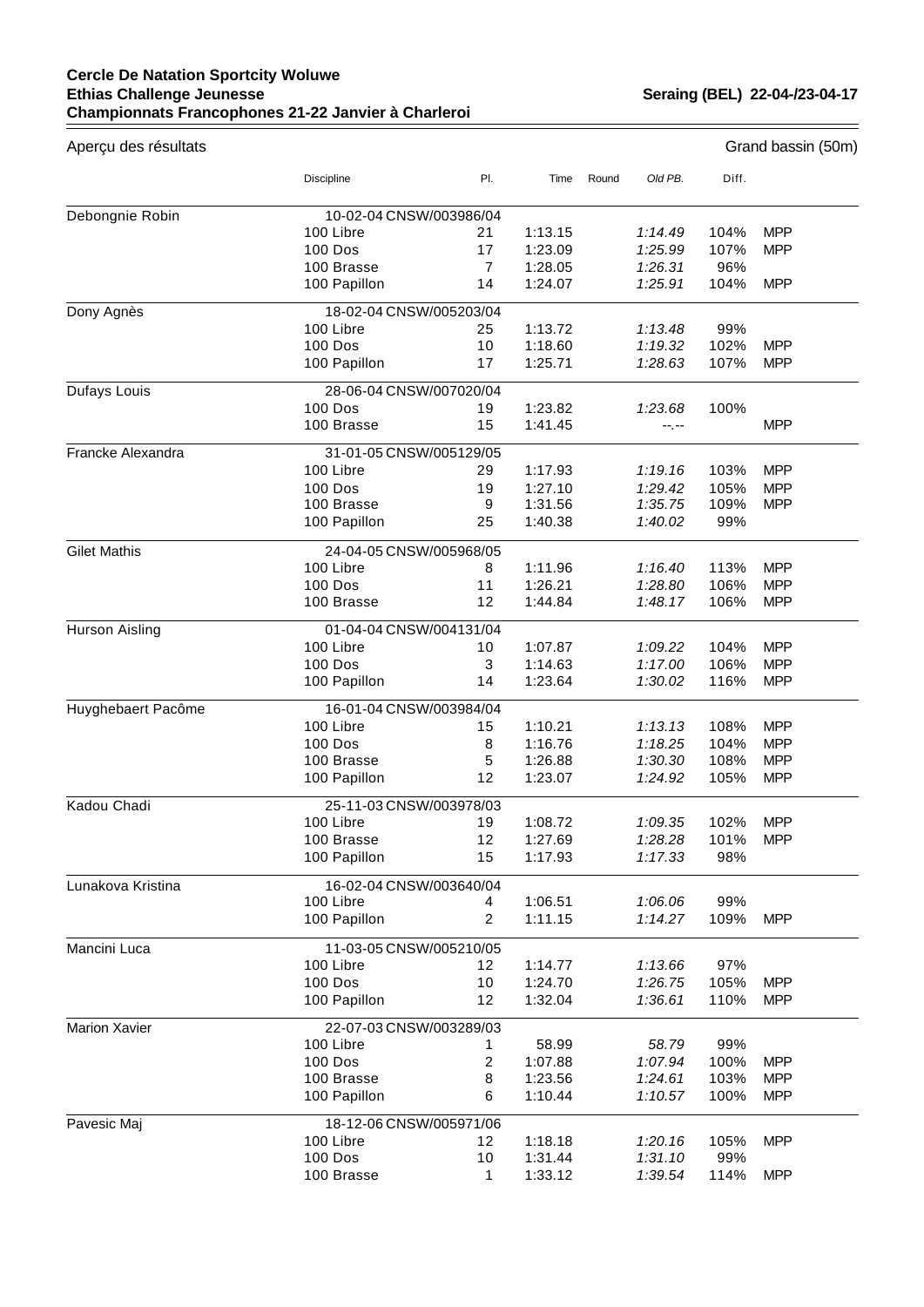**Cercle De Natation Sportcity Woluwe**
**Ethias Challenge Jeunesse** **Seraing (BEL) 22-04-/23-04-17**
**Championnats Francophones 21-22 Janvier à Charleroi**

Aperçu des résultats Grand bassin (50m)

| | Discipline | Pl. | Time | Round | Old PB. | Diff. | |
|---|---|---|---|---|---|---|---|
| Debongnie Robin | 10-02-04 CNSW/003986/04 | | | | | | |
| | 100 Libre | 21 | 1:13.15 | | *1:14.49* | 104% | MPP |
| | 100 Dos | 17 | 1:23.09 | | *1:25.99* | 107% | MPP |
| | 100 Brasse | 7 | 1:28.05 | | *1:26.31* | 96% | |
| | 100 Papillon | 14 | 1:24.07 | | *1:25.91* | 104% | MPP |
| Dony Agnès | 18-02-04 CNSW/005203/04 | | | | | | |
| | 100 Libre | 25 | 1:13.72 | | *1:13.48* | 99% | |
| | 100 Dos | 10 | 1:18.60 | | *1:19.32* | 102% | MPP |
| | 100 Papillon | 17 | 1:25.71 | | *1:28.63* | 107% | MPP |
| Dufays Louis | 28-06-04 CNSW/007020/04 | | | | | | |
| | 100 Dos | 19 | 1:23.82 | | *1:23.68* | 100% | |
| | 100 Brasse | 15 | 1:41.45 | | *--.--* | | MPP |
| Francke Alexandra | 31-01-05 CNSW/005129/05 | | | | | | |
| | 100 Libre | 29 | 1:17.93 | | *1:19.16* | 103% | MPP |
| | 100 Dos | 19 | 1:27.10 | | *1:29.42* | 105% | MPP |
| | 100 Brasse | 9 | 1:31.56 | | *1:35.75* | 109% | MPP |
| | 100 Papillon | 25 | 1:40.38 | | *1:40.02* | 99% | |
| Gilet Mathis | 24-04-05 CNSW/005968/05 | | | | | | |
| | 100 Libre | 8 | 1:11.96 | | *1:16.40* | 113% | MPP |
| | 100 Dos | 11 | 1:26.21 | | *1:28.80* | 106% | MPP |
| | 100 Brasse | 12 | 1:44.84 | | *1:48.17* | 106% | MPP |
| Hurson Aisling | 01-04-04 CNSW/004131/04 | | | | | | |
| | 100 Libre | 10 | 1:07.87 | | *1:09.22* | 104% | MPP |
| | 100 Dos | 3 | 1:14.63 | | *1:17.00* | 106% | MPP |
| | 100 Papillon | 14 | 1:23.64 | | *1:30.02* | 116% | MPP |
| Huyghebaert Pacôme | 16-01-04 CNSW/003984/04 | | | | | | |
| | 100 Libre | 15 | 1:10.21 | | *1:13.13* | 108% | MPP |
| | 100 Dos | 8 | 1:16.76 | | *1:18.25* | 104% | MPP |
| | 100 Brasse | 5 | 1:26.88 | | *1:30.30* | 108% | MPP |
| | 100 Papillon | 12 | 1:23.07 | | *1:24.92* | 105% | MPP |
| Kadou Chadi | 25-11-03 CNSW/003978/03 | | | | | | |
| | 100 Libre | 19 | 1:08.72 | | *1:09.35* | 102% | MPP |
| | 100 Brasse | 12 | 1:27.69 | | *1:28.28* | 101% | MPP |
| | 100 Papillon | 15 | 1:17.93 | | *1:17.33* | 98% | |
| Lunakova Kristina | 16-02-04 CNSW/003640/04 | | | | | | |
| | 100 Libre | 4 | 1:06.51 | | *1:06.06* | 99% | |
| | 100 Papillon | 2 | 1:11.15 | | *1:14.27* | 109% | MPP |
| Mancini Luca | 11-03-05 CNSW/005210/05 | | | | | | |
| | 100 Libre | 12 | 1:14.77 | | *1:13.66* | 97% | |
| | 100 Dos | 10 | 1:24.70 | | *1:26.75* | 105% | MPP |
| | 100 Papillon | 12 | 1:32.04 | | *1:36.61* | 110% | MPP |
| Marion Xavier | 22-07-03 CNSW/003289/03 | | | | | | |
| | 100 Libre | 1 | 58.99 | | *58.79* | 99% | |
| | 100 Dos | 2 | 1:07.88 | | *1:07.94* | 100% | MPP |
| | 100 Brasse | 8 | 1:23.56 | | *1:24.61* | 103% | MPP |
| | 100 Papillon | 6 | 1:10.44 | | *1:10.57* | 100% | MPP |
| Pavesic Maj | 18-12-06 CNSW/005971/06 | | | | | | |
| | 100 Libre | 12 | 1:18.18 | | *1:20.16* | 105% | MPP |
| | 100 Dos | 10 | 1:31.44 | | *1:31.10* | 99% | |
| | 100 Brasse | 1 | 1:33.12 | | *1:39.54* | 114% | MPP |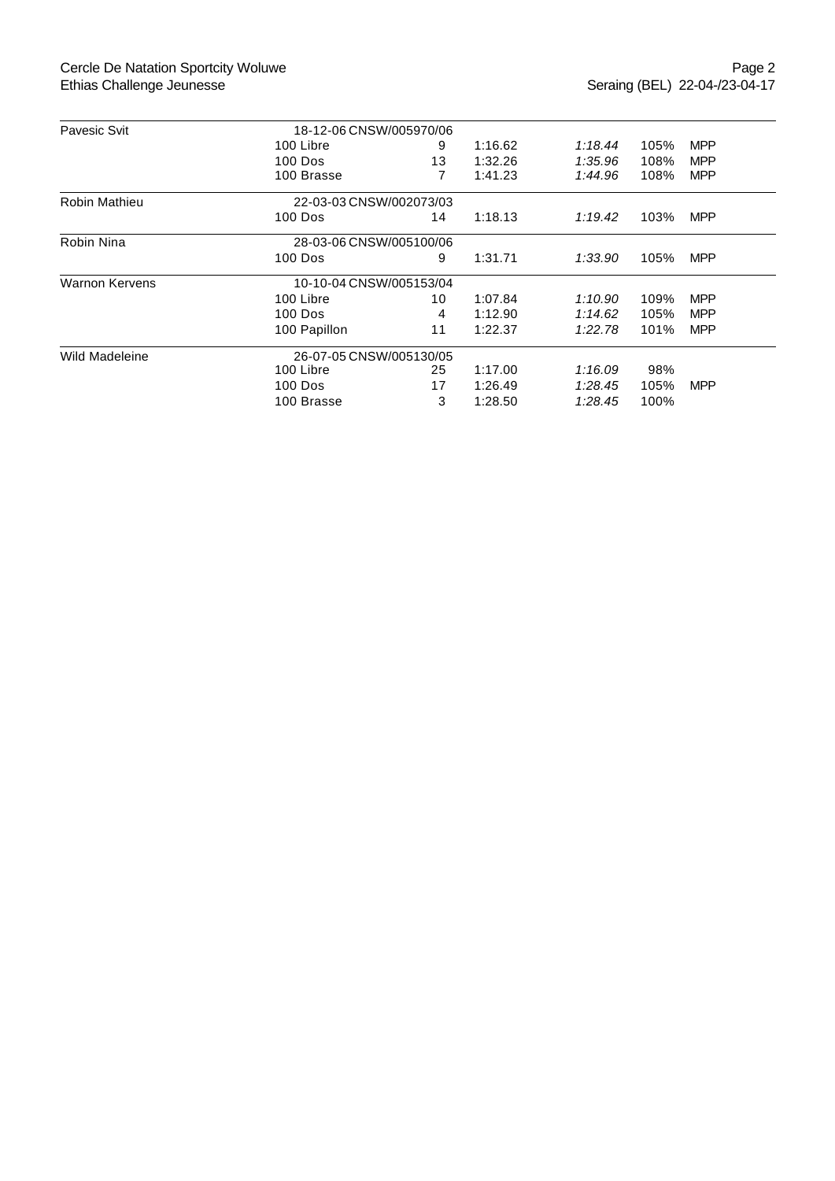| | | | | | | |
|---|---|---|---|---|---|---|
| Pavesic Svit | 18-12-06 CNSW/005970/06 | | | | | |
| | 100 Libre | 9 | 1:16.62 | *1:18.44* | 105% | MPP |
| | 100 Dos | 13 | 1:32.26 | *1:35.96* | 108% | MPP |
| | 100 Brasse | 7 | 1:41.23 | *1:44.96* | 108% | MPP |
| Robin Mathieu | 22-03-03 CNSW/002073/03 | | | | | |
| | 100 Dos | 14 | 1:18.13 | *1:19.42* | 103% | MPP |
| Robin Nina | 28-03-06 CNSW/005100/06 | | | | | |
| | 100 Dos | 9 | 1:31.71 | *1:33.90* | 105% | MPP |
| Warnon Kervens | 10-10-04 CNSW/005153/04 | | | | | |
| | 100 Libre | 10 | 1:07.84 | *1:10.90* | 109% | MPP |
| | 100 Dos | 4 | 1:12.90 | *1:14.62* | 105% | MPP |
| | 100 Papillon | 11 | 1:22.37 | *1:22.78* | 101% | MPP |
| Wild Madeleine | 26-07-05 CNSW/005130/05 | | | | | |
| | 100 Libre | 25 | 1:17.00 | *1:16.09* | 98% | |
| | 100 Dos | 17 | 1:26.49 | *1:28.45* | 105% | MPP |
| | 100 Brasse | 3 | 1:28.50 | *1:28.45* | 100% | |